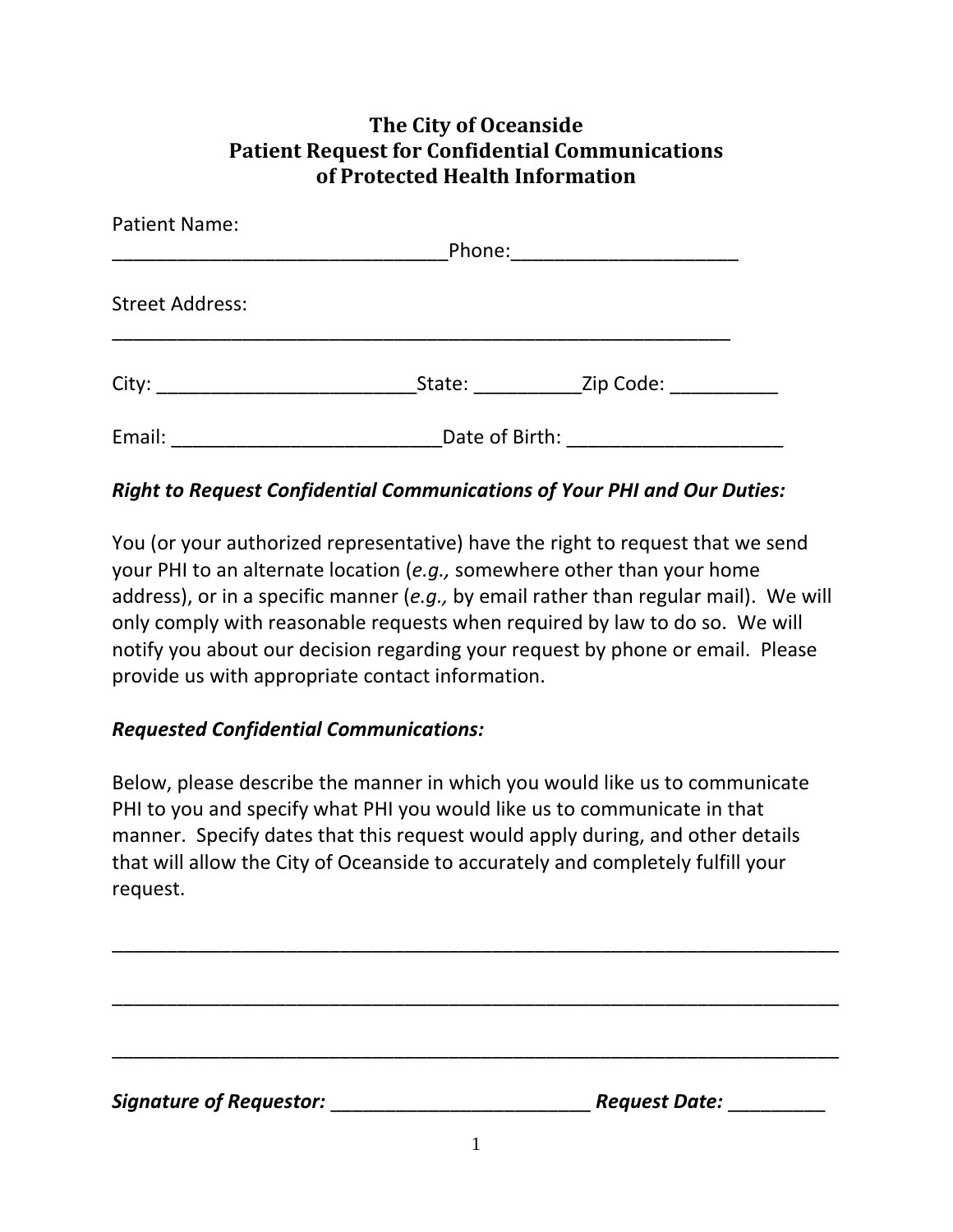# The City of Oceanside
## Patient Request for Confidential Communications of Protected Health Information

Patient Name: _______________________________Phone:_____________________

Street Address: ___________________________________________________________

City: ________________________State: __________Zip Code: __________

Email: _________________________Date of Birth: ____________________

***Right to Request Confidential Communications of Your PHI and Our Duties:***

You (or your authorized representative) have the right to request that we send your PHI to an alternate location (*e.g.,* somewhere other than your home address), or in a specific manner (*e.g.,* by email rather than regular mail). We will only comply with reasonable requests when required by law to do so. We will notify you about our decision regarding your request by phone or email. Please provide us with appropriate contact information.

***Requested Confidential Communications:***

Below, please describe the manner in which you would like us to communicate PHI to you and specify what PHI you would like us to communicate in that manner. Specify dates that this request would apply during, and other details that will allow the City of Oceanside to accurately and completely fulfill your request.

_____________________________________________________________________

_____________________________________________________________________

_____________________________________________________________________

***Signature of Requestor:*** ________________________ ***Request Date:*** _________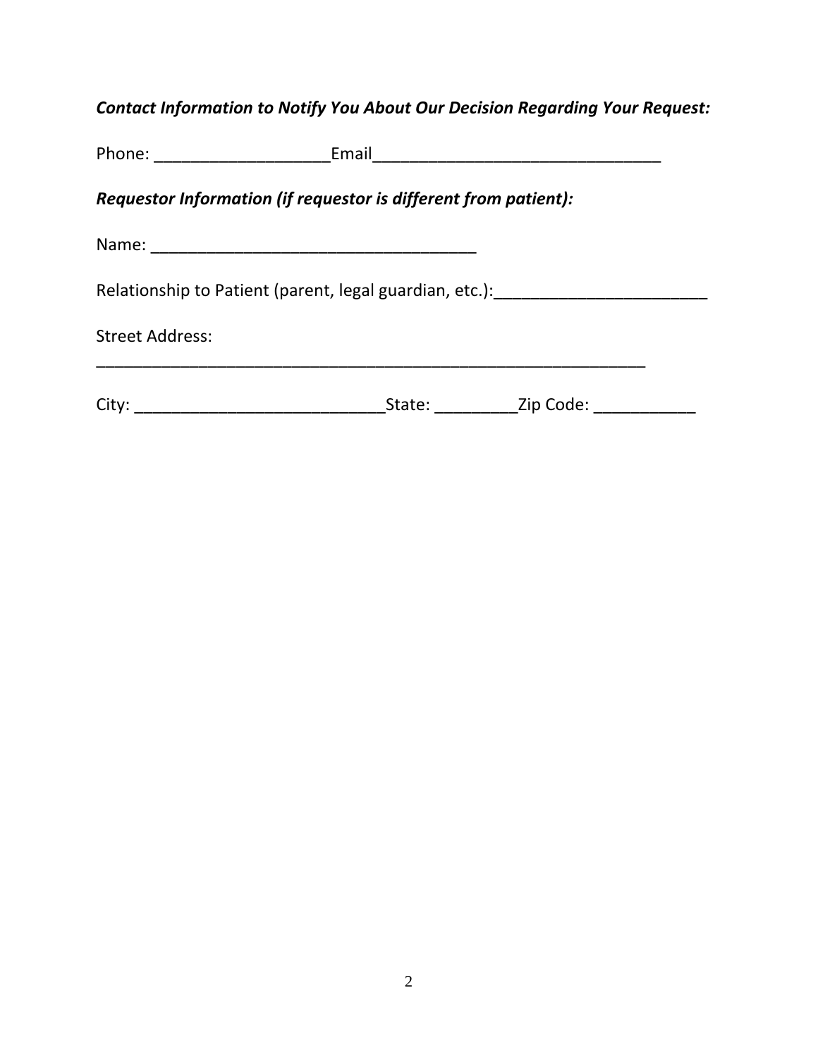***Contact Information to Notify You About Our Decision Regarding Your Request:***

Phone: ___________________Email_______________________________

***Requestor Information (if requestor is different from patient):***

Name: ___________________________________

Relationship to Patient (parent, legal guardian, etc.):_______________________

Street Address:

____________________________________________________________

City: ___________________________State: _________Zip Code: ___________